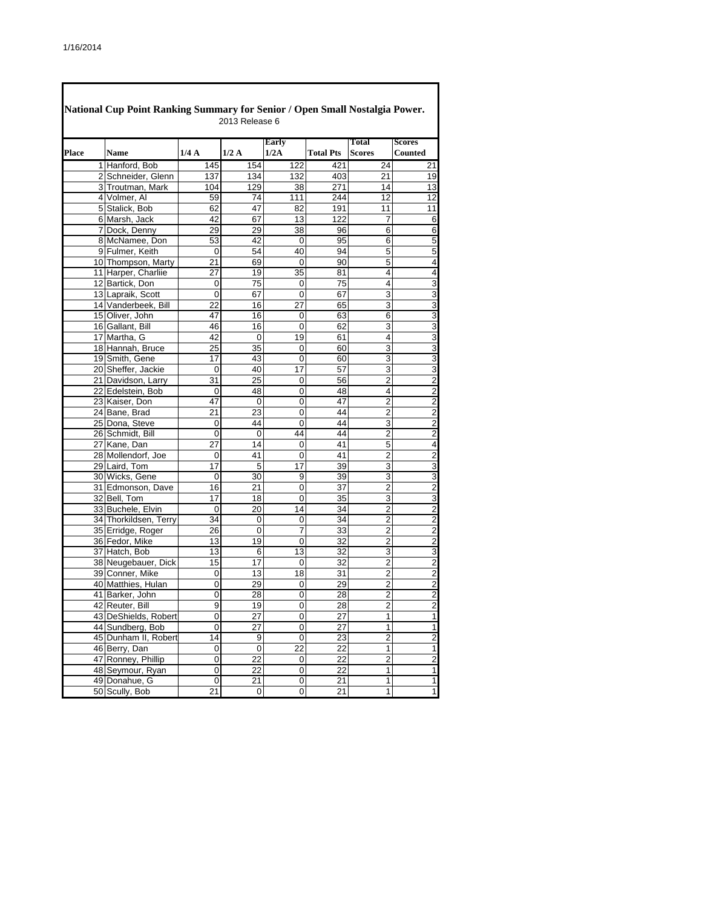## National Cup Point Ranking Summary for Senior / Open Small Nostalgia Power.

2013 Release 6

| Place | Name | 1/4 A | 1/2 A | Early 1/2A | Total Pts | Total Scores | Scores Counted |
|---|---|---|---|---|---|---|---|
| 1 | Hanford, Bob | 145 | 154 | 122 | 421 | 24 | 21 |
| 2 | Schneider, Glenn | 137 | 134 | 132 | 403 | 21 | 19 |
| 3 | Troutman, Mark | 104 | 129 | 38 | 271 | 14 | 13 |
| 4 | Volmer, Al | 59 | 74 | 111 | 244 | 12 | 12 |
| 5 | Stalick, Bob | 62 | 47 | 82 | 191 | 11 | 11 |
| 6 | Marsh, Jack | 42 | 67 | 13 | 122 | 7 | 6 |
| 7 | Dock, Denny | 29 | 29 | 38 | 96 | 6 | 6 |
| 8 | McNamee, Don | 53 | 42 | 0 | 95 | 6 | 5 |
| 9 | Fulmer, Keith | 0 | 54 | 40 | 94 | 5 | 5 |
| 10 | Thompson, Marty | 21 | 69 | 0 | 90 | 5 | 4 |
| 11 | Harper, Charliie | 27 | 19 | 35 | 81 | 4 | 4 |
| 12 | Bartick, Don | 0 | 75 | 0 | 75 | 4 | 3 |
| 13 | Lapraik, Scott | 0 | 67 | 0 | 67 | 3 | 3 |
| 14 | Vanderbeek, Bill | 22 | 16 | 27 | 65 | 3 | 3 |
| 15 | Oliver, John | 47 | 16 | 0 | 63 | 6 | 3 |
| 16 | Gallant, Bill | 46 | 16 | 0 | 62 | 3 | 3 |
| 17 | Martha, G | 42 | 0 | 19 | 61 | 4 | 3 |
| 18 | Hannah, Bruce | 25 | 35 | 0 | 60 | 3 | 3 |
| 19 | Smith, Gene | 17 | 43 | 0 | 60 | 3 | 3 |
| 20 | Sheffer, Jackie | 0 | 40 | 17 | 57 | 3 | 3 |
| 21 | Davidson, Larry | 31 | 25 | 0 | 56 | 2 | 2 |
| 22 | Edelstein, Bob | 0 | 48 | 0 | 48 | 4 | 2 |
| 23 | Kaiser, Don | 47 | 0 | 0 | 47 | 2 | 2 |
| 24 | Bane, Brad | 21 | 23 | 0 | 44 | 2 | 2 |
| 25 | Dona, Steve | 0 | 44 | 0 | 44 | 3 | 2 |
| 26 | Schmidt, Bill | 0 | 0 | 44 | 44 | 2 | 2 |
| 27 | Kane, Dan | 27 | 14 | 0 | 41 | 5 | 4 |
| 28 | Mollendorf, Joe | 0 | 41 | 0 | 41 | 2 | 2 |
| 29 | Laird, Tom | 17 | 5 | 17 | 39 | 3 | 3 |
| 30 | Wicks, Gene | 0 | 30 | 9 | 39 | 3 | 3 |
| 31 | Edmonson, Dave | 16 | 21 | 0 | 37 | 2 | 2 |
| 32 | Bell, Tom | 17 | 18 | 0 | 35 | 3 | 3 |
| 33 | Buchele, Elvin | 0 | 20 | 14 | 34 | 2 | 2 |
| 34 | Thorkildsen, Terry | 34 | 0 | 0 | 34 | 2 | 2 |
| 35 | Erridge, Roger | 26 | 0 | 7 | 33 | 2 | 2 |
| 36 | Fedor, Mike | 13 | 19 | 0 | 32 | 2 | 2 |
| 37 | Hatch, Bob | 13 | 6 | 13 | 32 | 3 | 3 |
| 38 | Neugebauer, Dick | 15 | 17 | 0 | 32 | 2 | 2 |
| 39 | Conner, Mike | 0 | 13 | 18 | 31 | 2 | 2 |
| 40 | Matthies, Hulan | 0 | 29 | 0 | 29 | 2 | 2 |
| 41 | Barker, John | 0 | 28 | 0 | 28 | 2 | 2 |
| 42 | Reuter, Bill | 9 | 19 | 0 | 28 | 2 | 2 |
| 43 | DeShields, Robert | 0 | 27 | 0 | 27 | 1 | 1 |
| 44 | Sundberg, Bob | 0 | 27 | 0 | 27 | 1 | 1 |
| 45 | Dunham II, Robert | 14 | 9 | 0 | 23 | 2 | 2 |
| 46 | Berry, Dan | 0 | 0 | 22 | 22 | 1 | 1 |
| 47 | Ronney, Phillip | 0 | 22 | 0 | 22 | 2 | 2 |
| 48 | Seymour, Ryan | 0 | 22 | 0 | 22 | 1 | 1 |
| 49 | Donahue, G | 0 | 21 | 0 | 21 | 1 | 1 |
| 50 | Scully, Bob | 21 | 0 | 0 | 21 | 1 | 1 |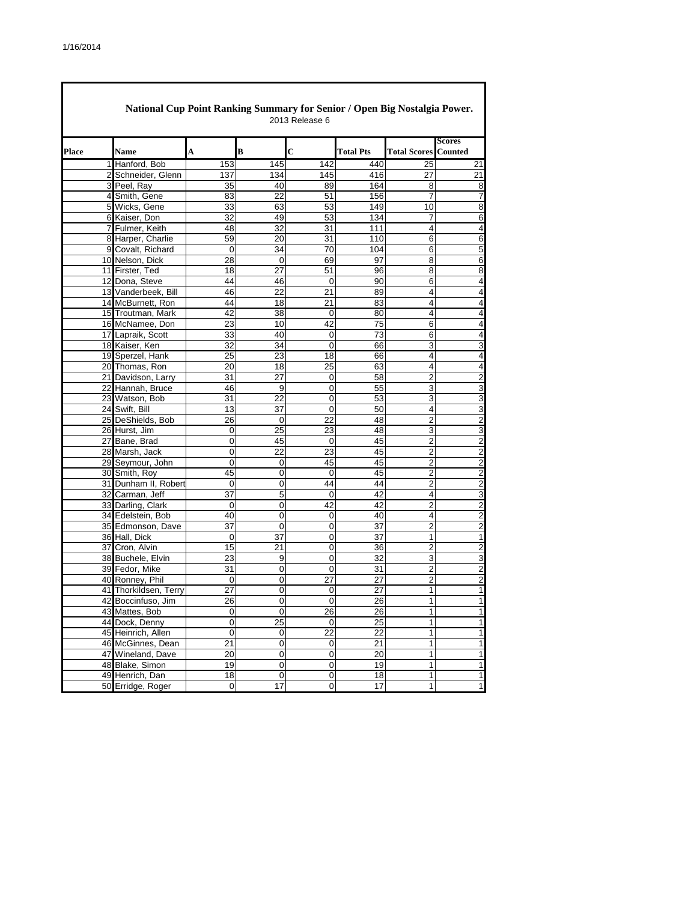## National Cup Point Ranking Summary for Senior / Open Big Nostalgia Power.

2013 Release 6

| Place | Name | A | B | C | Total Pts | Total Scores | Scores Counted |
|---|---|---|---|---|---|---|---|
| 1 | Hanford, Bob | 153 | 145 | 142 | 440 | 25 | 21 |
| 2 | Schneider, Glenn | 137 | 134 | 145 | 416 | 27 | 21 |
| 3 | Peel, Ray | 35 | 40 | 89 | 164 | 8 | 8 |
| 4 | Smith, Gene | 83 | 22 | 51 | 156 | 7 | 7 |
| 5 | Wicks, Gene | 33 | 63 | 53 | 149 | 10 | 8 |
| 6 | Kaiser, Don | 32 | 49 | 53 | 134 | 7 | 6 |
| 7 | Fulmer, Keith | 48 | 32 | 31 | 111 | 4 | 4 |
| 8 | Harper, Charlie | 59 | 20 | 31 | 110 | 6 | 6 |
| 9 | Covalt, Richard | 0 | 34 | 70 | 104 | 6 | 5 |
| 10 | Nelson, Dick | 28 | 0 | 69 | 97 | 8 | 6 |
| 11 | Firster, Ted | 18 | 27 | 51 | 96 | 8 | 8 |
| 12 | Dona, Steve | 44 | 46 | 0 | 90 | 6 | 4 |
| 13 | Vanderbeek, Bill | 46 | 22 | 21 | 89 | 4 | 4 |
| 14 | McBurnett, Ron | 44 | 18 | 21 | 83 | 4 | 4 |
| 15 | Troutman, Mark | 42 | 38 | 0 | 80 | 4 | 4 |
| 16 | McNamee, Don | 23 | 10 | 42 | 75 | 6 | 4 |
| 17 | Lapraik, Scott | 33 | 40 | 0 | 73 | 6 | 4 |
| 18 | Kaiser, Ken | 32 | 34 | 0 | 66 | 3 | 3 |
| 19 | Sperzel, Hank | 25 | 23 | 18 | 66 | 4 | 4 |
| 20 | Thomas, Ron | 20 | 18 | 25 | 63 | 4 | 4 |
| 21 | Davidson, Larry | 31 | 27 | 0 | 58 | 2 | 2 |
| 22 | Hannah, Bruce | 46 | 9 | 0 | 55 | 3 | 3 |
| 23 | Watson, Bob | 31 | 22 | 0 | 53 | 3 | 3 |
| 24 | Swift, Bill | 13 | 37 | 0 | 50 | 4 | 3 |
| 25 | DeShields, Bob | 26 | 0 | 22 | 48 | 2 | 2 |
| 26 | Hurst, Jim | 0 | 25 | 23 | 48 | 3 | 3 |
| 27 | Bane, Brad | 0 | 45 | 0 | 45 | 2 | 2 |
| 28 | Marsh, Jack | 0 | 22 | 23 | 45 | 2 | 2 |
| 29 | Seymour, John | 0 | 0 | 45 | 45 | 2 | 2 |
| 30 | Smith, Roy | 45 | 0 | 0 | 45 | 2 | 2 |
| 31 | Dunham II, Robert | 0 | 0 | 44 | 44 | 2 | 2 |
| 32 | Carman, Jeff | 37 | 5 | 0 | 42 | 4 | 3 |
| 33 | Darling, Clark | 0 | 0 | 42 | 42 | 2 | 2 |
| 34 | Edelstein, Bob | 40 | 0 | 0 | 40 | 4 | 2 |
| 35 | Edmonson, Dave | 37 | 0 | 0 | 37 | 2 | 2 |
| 36 | Hall, Dick | 0 | 37 | 0 | 37 | 1 | 1 |
| 37 | Cron, Alvin | 15 | 21 | 0 | 36 | 2 | 2 |
| 38 | Buchele, Elvin | 23 | 9 | 0 | 32 | 3 | 3 |
| 39 | Fedor, Mike | 31 | 0 | 0 | 31 | 2 | 2 |
| 40 | Ronney, Phil | 0 | 0 | 27 | 27 | 2 | 2 |
| 41 | Thorkildsen, Terry | 27 | 0 | 0 | 27 | 1 | 1 |
| 42 | Boccinfuso, Jim | 26 | 0 | 0 | 26 | 1 | 1 |
| 43 | Mattes, Bob | 0 | 0 | 26 | 26 | 1 | 1 |
| 44 | Dock, Denny | 0 | 25 | 0 | 25 | 1 | 1 |
| 45 | Heinrich, Allen | 0 | 0 | 22 | 22 | 1 | 1 |
| 46 | McGinnes, Dean | 21 | 0 | 0 | 21 | 1 | 1 |
| 47 | Wineland, Dave | 20 | 0 | 0 | 20 | 1 | 1 |
| 48 | Blake, Simon | 19 | 0 | 0 | 19 | 1 | 1 |
| 49 | Henrich, Dan | 18 | 0 | 0 | 18 | 1 | 1 |
| 50 | Erridge, Roger | 0 | 17 | 0 | 17 | 1 | 1 |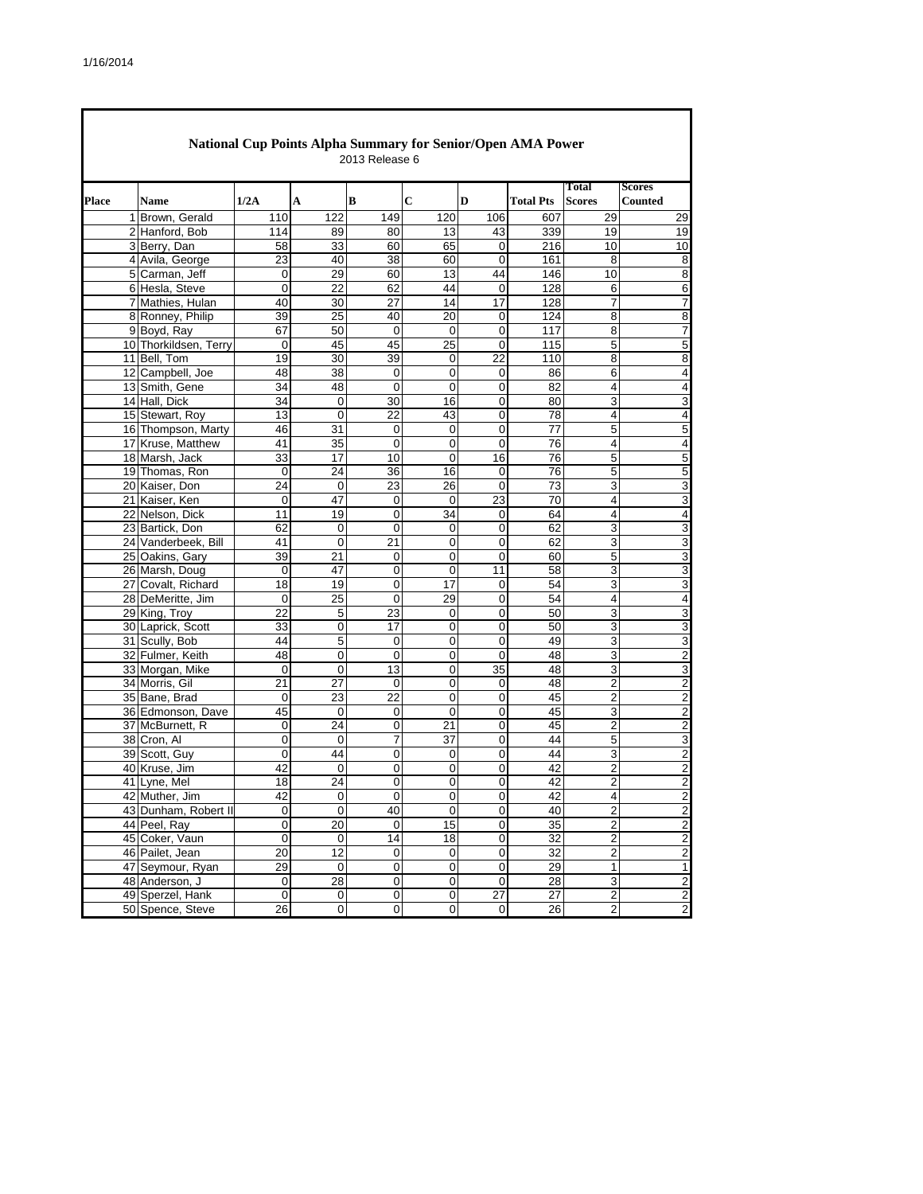## National Cup Points Alpha Summary for Senior/Open AMA Power

2013 Release 6

| Place | Name | 1/2A | A | B | C | D | Total Pts | Total Scores | Scores Counted |
|---|---|---|---|---|---|---|---|---|---|
| 1 | Brown, Gerald | 110 | 122 | 149 | 120 | 106 | 607 | 29 | 29 |
| 2 | Hanford, Bob | 114 | 89 | 80 | 13 | 43 | 339 | 19 | 19 |
| 3 | Berry, Dan | 58 | 33 | 60 | 65 | 0 | 216 | 10 | 10 |
| 4 | Avila, George | 23 | 40 | 38 | 60 | 0 | 161 | 8 | 8 |
| 5 | Carman, Jeff | 0 | 29 | 60 | 13 | 44 | 146 | 10 | 8 |
| 6 | Hesla, Steve | 0 | 22 | 62 | 44 | 0 | 128 | 6 | 6 |
| 7 | Mathies, Hulan | 40 | 30 | 27 | 14 | 17 | 128 | 7 | 7 |
| 8 | Ronney, Philip | 39 | 25 | 40 | 20 | 0 | 124 | 8 | 8 |
| 9 | Boyd, Ray | 67 | 50 | 0 | 0 | 0 | 117 | 8 | 7 |
| 10 | Thorkildsen, Terry | 0 | 45 | 45 | 25 | 0 | 115 | 5 | 5 |
| 11 | Bell, Tom | 19 | 30 | 39 | 0 | 22 | 110 | 8 | 8 |
| 12 | Campbell, Joe | 48 | 38 | 0 | 0 | 0 | 86 | 6 | 4 |
| 13 | Smith, Gene | 34 | 48 | 0 | 0 | 0 | 82 | 4 | 4 |
| 14 | Hall, Dick | 34 | 0 | 30 | 16 | 0 | 80 | 3 | 3 |
| 15 | Stewart, Roy | 13 | 0 | 22 | 43 | 0 | 78 | 4 | 4 |
| 16 | Thompson, Marty | 46 | 31 | 0 | 0 | 0 | 77 | 5 | 5 |
| 17 | Kruse, Matthew | 41 | 35 | 0 | 0 | 0 | 76 | 4 | 4 |
| 18 | Marsh, Jack | 33 | 17 | 10 | 0 | 16 | 76 | 5 | 5 |
| 19 | Thomas, Ron | 0 | 24 | 36 | 16 | 0 | 76 | 5 | 5 |
| 20 | Kaiser, Don | 24 | 0 | 23 | 26 | 0 | 73 | 3 | 3 |
| 21 | Kaiser, Ken | 0 | 47 | 0 | 0 | 23 | 70 | 4 | 3 |
| 22 | Nelson, Dick | 11 | 19 | 0 | 34 | 0 | 64 | 4 | 4 |
| 23 | Bartick, Don | 62 | 0 | 0 | 0 | 0 | 62 | 3 | 3 |
| 24 | Vanderbeek, Bill | 41 | 0 | 21 | 0 | 0 | 62 | 3 | 3 |
| 25 | Oakins, Gary | 39 | 21 | 0 | 0 | 0 | 60 | 5 | 3 |
| 26 | Marsh, Doug | 0 | 47 | 0 | 0 | 11 | 58 | 3 | 3 |
| 27 | Covalt, Richard | 18 | 19 | 0 | 17 | 0 | 54 | 3 | 3 |
| 28 | DeMeritte, Jim | 0 | 25 | 0 | 29 | 0 | 54 | 4 | 4 |
| 29 | King, Troy | 22 | 5 | 23 | 0 | 0 | 50 | 3 | 3 |
| 30 | Laprick, Scott | 33 | 0 | 17 | 0 | 0 | 50 | 3 | 3 |
| 31 | Scully, Bob | 44 | 5 | 0 | 0 | 0 | 49 | 3 | 3 |
| 32 | Fulmer, Keith | 48 | 0 | 0 | 0 | 0 | 48 | 3 | 2 |
| 33 | Morgan, Mike | 0 | 0 | 13 | 0 | 35 | 48 | 3 | 3 |
| 34 | Morris, Gil | 21 | 27 | 0 | 0 | 0 | 48 | 2 | 2 |
| 35 | Bane, Brad | 0 | 23 | 22 | 0 | 0 | 45 | 2 | 2 |
| 36 | Edmonson, Dave | 45 | 0 | 0 | 0 | 0 | 45 | 3 | 2 |
| 37 | McBurnett, R | 0 | 24 | 0 | 21 | 0 | 45 | 2 | 2 |
| 38 | Cron, Al | 0 | 0 | 7 | 37 | 0 | 44 | 5 | 3 |
| 39 | Scott, Guy | 0 | 44 | 0 | 0 | 0 | 44 | 3 | 2 |
| 40 | Kruse, Jim | 42 | 0 | 0 | 0 | 0 | 42 | 2 | 2 |
| 41 | Lyne, Mel | 18 | 24 | 0 | 0 | 0 | 42 | 2 | 2 |
| 42 | Muther, Jim | 42 | 0 | 0 | 0 | 0 | 42 | 4 | 2 |
| 43 | Dunham, Robert II | 0 | 0 | 40 | 0 | 0 | 40 | 2 | 2 |
| 44 | Peel, Ray | 0 | 20 | 0 | 15 | 0 | 35 | 2 | 2 |
| 45 | Coker, Vaun | 0 | 0 | 14 | 18 | 0 | 32 | 2 | 2 |
| 46 | Pailet, Jean | 20 | 12 | 0 | 0 | 0 | 32 | 2 | 2 |
| 47 | Seymour, Ryan | 29 | 0 | 0 | 0 | 0 | 29 | 1 | 1 |
| 48 | Anderson, J | 0 | 28 | 0 | 0 | 0 | 28 | 3 | 2 |
| 49 | Sperzel, Hank | 0 | 0 | 0 | 0 | 27 | 27 | 2 | 2 |
| 50 | Spence, Steve | 26 | 0 | 0 | 0 | 0 | 26 | 2 | 2 |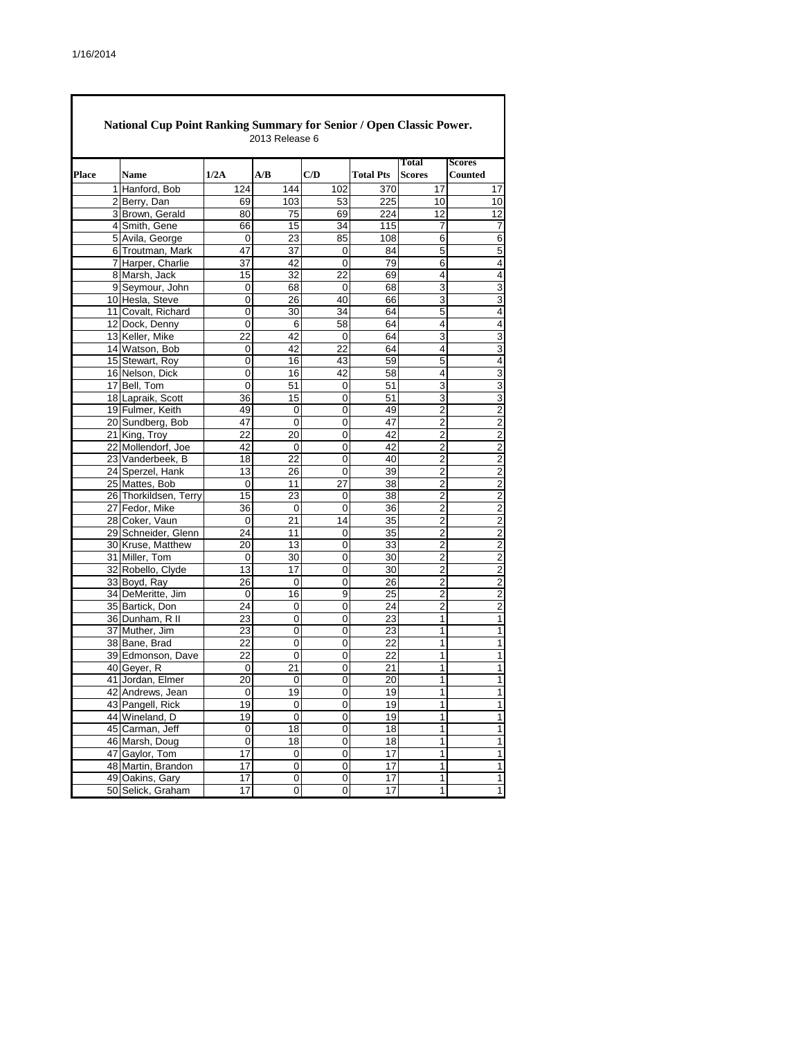## National Cup Point Ranking Summary for Senior / Open Classic Power.

2013 Release 6

| Place | Name | 1/2A | A/B | C/D | Total Pts | Total Scores | Scores Counted |
|---|---|---|---|---|---|---|---|
| 1 | Hanford, Bob | 124 | 144 | 102 | 370 | 17 | 17 |
| 2 | Berry, Dan | 69 | 103 | 53 | 225 | 10 | 10 |
| 3 | Brown, Gerald | 80 | 75 | 69 | 224 | 12 | 12 |
| 4 | Smith, Gene | 66 | 15 | 34 | 115 | 7 | 7 |
| 5 | Avila, George | 0 | 23 | 85 | 108 | 6 | 6 |
| 6 | Troutman, Mark | 47 | 37 | 0 | 84 | 5 | 5 |
| 7 | Harper, Charlie | 37 | 42 | 0 | 79 | 6 | 4 |
| 8 | Marsh, Jack | 15 | 32 | 22 | 69 | 4 | 4 |
| 9 | Seymour, John | 0 | 68 | 0 | 68 | 3 | 3 |
| 10 | Hesla, Steve | 0 | 26 | 40 | 66 | 3 | 3 |
| 11 | Covalt, Richard | 0 | 30 | 34 | 64 | 5 | 4 |
| 12 | Dock, Denny | 0 | 6 | 58 | 64 | 4 | 4 |
| 13 | Keller, Mike | 22 | 42 | 0 | 64 | 3 | 3 |
| 14 | Watson, Bob | 0 | 42 | 22 | 64 | 4 | 3 |
| 15 | Stewart, Roy | 0 | 16 | 43 | 59 | 5 | 4 |
| 16 | Nelson, Dick | 0 | 16 | 42 | 58 | 4 | 3 |
| 17 | Bell, Tom | 0 | 51 | 0 | 51 | 3 | 3 |
| 18 | Lapraik, Scott | 36 | 15 | 0 | 51 | 3 | 3 |
| 19 | Fulmer, Keith | 49 | 0 | 0 | 49 | 2 | 2 |
| 20 | Sundberg, Bob | 47 | 0 | 0 | 47 | 2 | 2 |
| 21 | King, Troy | 22 | 20 | 0 | 42 | 2 | 2 |
| 22 | Mollendorf, Joe | 42 | 0 | 0 | 42 | 2 | 2 |
| 23 | Vanderbeek, B | 18 | 22 | 0 | 40 | 2 | 2 |
| 24 | Sperzel, Hank | 13 | 26 | 0 | 39 | 2 | 2 |
| 25 | Mattes, Bob | 0 | 11 | 27 | 38 | 2 | 2 |
| 26 | Thorkildsen, Terry | 15 | 23 | 0 | 38 | 2 | 2 |
| 27 | Fedor, Mike | 36 | 0 | 0 | 36 | 2 | 2 |
| 28 | Coker, Vaun | 0 | 21 | 14 | 35 | 2 | 2 |
| 29 | Schneider, Glenn | 24 | 11 | 0 | 35 | 2 | 2 |
| 30 | Kruse, Matthew | 20 | 13 | 0 | 33 | 2 | 2 |
| 31 | Miller, Tom | 0 | 30 | 0 | 30 | 2 | 2 |
| 32 | Robello, Clyde | 13 | 17 | 0 | 30 | 2 | 2 |
| 33 | Boyd, Ray | 26 | 0 | 0 | 26 | 2 | 2 |
| 34 | DeMeritte, Jim | 0 | 16 | 9 | 25 | 2 | 2 |
| 35 | Bartick, Don | 24 | 0 | 0 | 24 | 2 | 2 |
| 36 | Dunham, R II | 23 | 0 | 0 | 23 | 1 | 1 |
| 37 | Muther, Jim | 23 | 0 | 0 | 23 | 1 | 1 |
| 38 | Bane, Brad | 22 | 0 | 0 | 22 | 1 | 1 |
| 39 | Edmonson, Dave | 22 | 0 | 0 | 22 | 1 | 1 |
| 40 | Geyer, R | 0 | 21 | 0 | 21 | 1 | 1 |
| 41 | Jordan, Elmer | 20 | 0 | 0 | 20 | 1 | 1 |
| 42 | Andrews, Jean | 0 | 19 | 0 | 19 | 1 | 1 |
| 43 | Pangell, Rick | 19 | 0 | 0 | 19 | 1 | 1 |
| 44 | Wineland, D | 19 | 0 | 0 | 19 | 1 | 1 |
| 45 | Carman, Jeff | 0 | 18 | 0 | 18 | 1 | 1 |
| 46 | Marsh, Doug | 0 | 18 | 0 | 18 | 1 | 1 |
| 47 | Gaylor, Tom | 17 | 0 | 0 | 17 | 1 | 1 |
| 48 | Martin, Brandon | 17 | 0 | 0 | 17 | 1 | 1 |
| 49 | Oakins, Gary | 17 | 0 | 0 | 17 | 1 | 1 |
| 50 | Selick, Graham | 17 | 0 | 0 | 17 | 1 | 1 |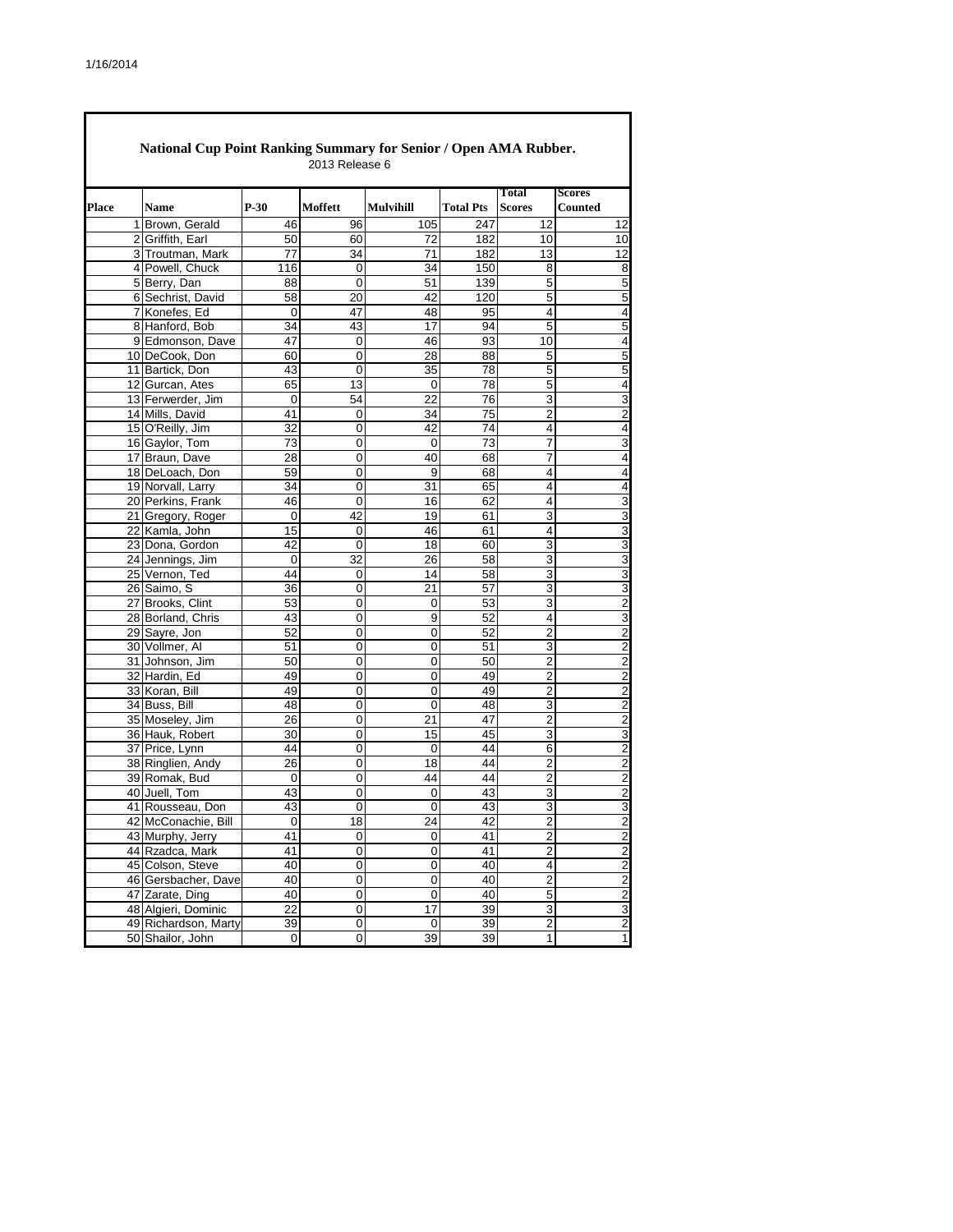## National Cup Point Ranking Summary for Senior / Open AMA Rubber.

2013 Release 6

| Place | Name | P-30 | Moffett | Mulvihill | Total Pts | Total Scores | Scores Counted |
|---|---|---|---|---|---|---|---|
| 1 | Brown, Gerald | 46 | 96 | 105 | 247 | 12 | 12 |
| 2 | Griffith, Earl | 50 | 60 | 72 | 182 | 10 | 10 |
| 3 | Troutman, Mark | 77 | 34 | 71 | 182 | 13 | 12 |
| 4 | Powell, Chuck | 116 | 0 | 34 | 150 | 8 | 8 |
| 5 | Berry, Dan | 88 | 0 | 51 | 139 | 5 | 5 |
| 6 | Sechrist, David | 58 | 20 | 42 | 120 | 5 | 5 |
| 7 | Konefes, Ed | 0 | 47 | 48 | 95 | 4 | 4 |
| 8 | Hanford, Bob | 34 | 43 | 17 | 94 | 5 | 5 |
| 9 | Edmonson, Dave | 47 | 0 | 46 | 93 | 10 | 4 |
| 10 | DeCook, Don | 60 | 0 | 28 | 88 | 5 | 5 |
| 11 | Bartick, Don | 43 | 0 | 35 | 78 | 5 | 5 |
| 12 | Gurcan, Ates | 65 | 13 | 0 | 78 | 5 | 4 |
| 13 | Ferwerder, Jim | 0 | 54 | 22 | 76 | 3 | 3 |
| 14 | Mills, David | 41 | 0 | 34 | 75 | 2 | 2 |
| 15 | O'Reilly, Jim | 32 | 0 | 42 | 74 | 4 | 4 |
| 16 | Gaylor, Tom | 73 | 0 | 0 | 73 | 7 | 3 |
| 17 | Braun, Dave | 28 | 0 | 40 | 68 | 7 | 4 |
| 18 | DeLoach, Don | 59 | 0 | 9 | 68 | 4 | 4 |
| 19 | Norvall, Larry | 34 | 0 | 31 | 65 | 4 | 4 |
| 20 | Perkins, Frank | 46 | 0 | 16 | 62 | 4 | 3 |
| 21 | Gregory, Roger | 0 | 42 | 19 | 61 | 3 | 3 |
| 22 | Kamla, John | 15 | 0 | 46 | 61 | 4 | 3 |
| 23 | Dona, Gordon | 42 | 0 | 18 | 60 | 3 | 3 |
| 24 | Jennings, Jim | 0 | 32 | 26 | 58 | 3 | 3 |
| 25 | Vernon, Ted | 44 | 0 | 14 | 58 | 3 | 3 |
| 26 | Saimo, S | 36 | 0 | 21 | 57 | 3 | 3 |
| 27 | Brooks, Clint | 53 | 0 | 0 | 53 | 3 | 2 |
| 28 | Borland, Chris | 43 | 0 | 9 | 52 | 4 | 3 |
| 29 | Sayre, Jon | 52 | 0 | 0 | 52 | 2 | 2 |
| 30 | Vollmer, Al | 51 | 0 | 0 | 51 | 3 | 2 |
| 31 | Johnson, Jim | 50 | 0 | 0 | 50 | 2 | 2 |
| 32 | Hardin, Ed | 49 | 0 | 0 | 49 | 2 | 2 |
| 33 | Koran, Bill | 49 | 0 | 0 | 49 | 2 | 2 |
| 34 | Buss, Bill | 48 | 0 | 0 | 48 | 3 | 2 |
| 35 | Moseley, Jim | 26 | 0 | 21 | 47 | 2 | 2 |
| 36 | Hauk, Robert | 30 | 0 | 15 | 45 | 3 | 3 |
| 37 | Price, Lynn | 44 | 0 | 0 | 44 | 6 | 2 |
| 38 | Ringlien, Andy | 26 | 0 | 18 | 44 | 2 | 2 |
| 39 | Romak, Bud | 0 | 0 | 44 | 44 | 2 | 2 |
| 40 | Juell, Tom | 43 | 0 | 0 | 43 | 3 | 2 |
| 41 | Rousseau, Don | 43 | 0 | 0 | 43 | 3 | 3 |
| 42 | McConachie, Bill | 0 | 18 | 24 | 42 | 2 | 2 |
| 43 | Murphy, Jerry | 41 | 0 | 0 | 41 | 2 | 2 |
| 44 | Rzadca, Mark | 41 | 0 | 0 | 41 | 2 | 2 |
| 45 | Colson, Steve | 40 | 0 | 0 | 40 | 4 | 2 |
| 46 | Gersbacher, Dave | 40 | 0 | 0 | 40 | 2 | 2 |
| 47 | Zarate, Ding | 40 | 0 | 0 | 40 | 5 | 2 |
| 48 | Algieri, Dominic | 22 | 0 | 17 | 39 | 3 | 3 |
| 49 | Richardson, Marty | 39 | 0 | 0 | 39 | 2 | 2 |
| 50 | Shailor, John | 0 | 0 | 39 | 39 | 1 | 1 |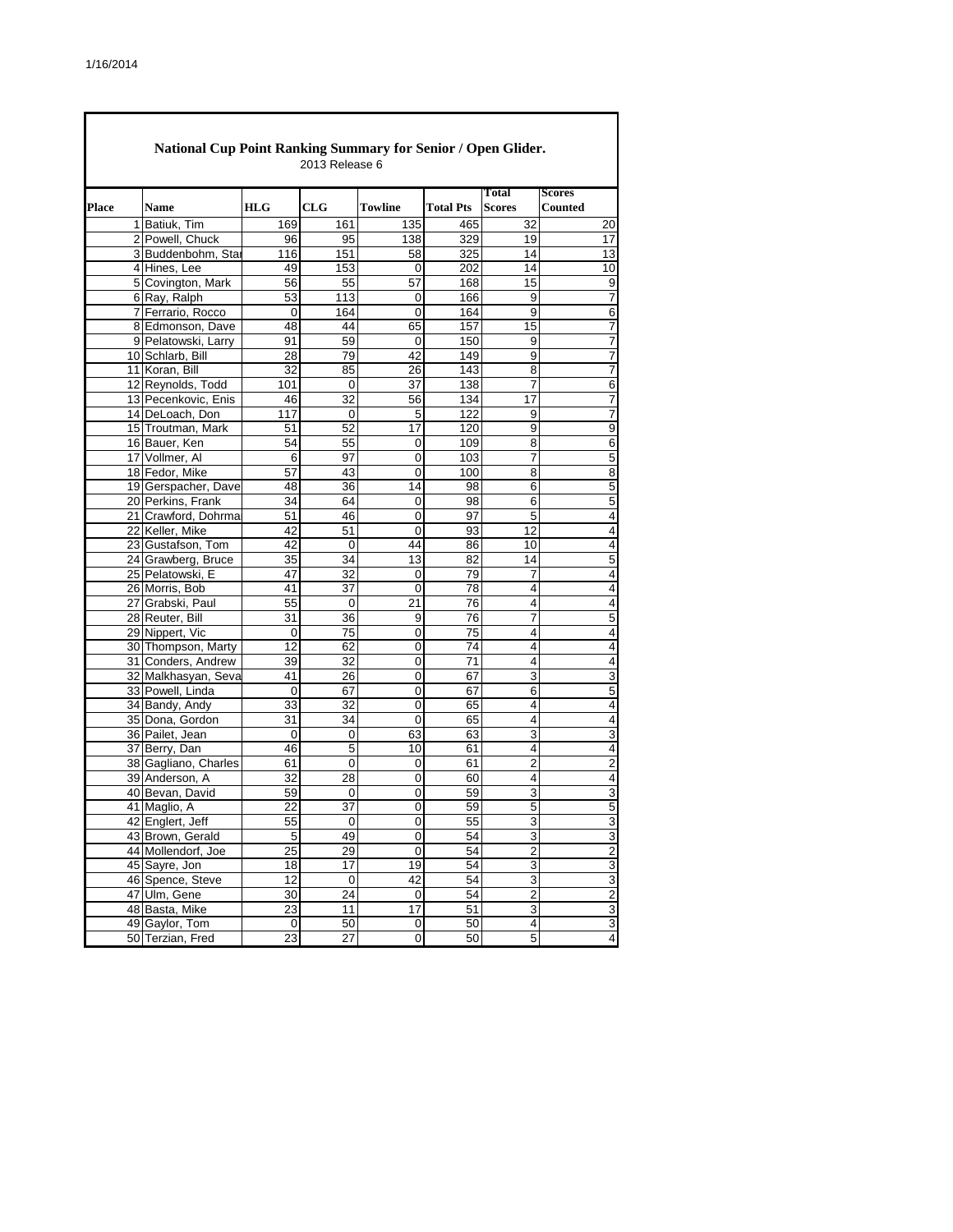1/16/2014

## National Cup Point Ranking Summary for Senior / Open Glider.

2013 Release 6

| Place | Name | HLG | CLG | Towline | Total Pts | Total Scores | Scores Counted |
|---|---|---|---|---|---|---|---|
| 1 | Batiuk, Tim | 169 | 161 | 135 | 465 | 32 | 20 |
| 2 | Powell, Chuck | 96 | 95 | 138 | 329 | 19 | 17 |
| 3 | Buddenbohm, Star | 116 | 151 | 58 | 325 | 14 | 13 |
| 4 | Hines, Lee | 49 | 153 | 0 | 202 | 14 | 10 |
| 5 | Covington, Mark | 56 | 55 | 57 | 168 | 15 | 9 |
| 6 | Ray, Ralph | 53 | 113 | 0 | 166 | 9 | 7 |
| 7 | Ferrario, Rocco | 0 | 164 | 0 | 164 | 9 | 6 |
| 8 | Edmonson, Dave | 48 | 44 | 65 | 157 | 15 | 7 |
| 9 | Pelatowski, Larry | 91 | 59 | 0 | 150 | 9 | 7 |
| 10 | Schlarb, Bill | 28 | 79 | 42 | 149 | 9 | 7 |
| 11 | Koran, Bill | 32 | 85 | 26 | 143 | 8 | 7 |
| 12 | Reynolds, Todd | 101 | 0 | 37 | 138 | 7 | 6 |
| 13 | Pecenkovic, Enis | 46 | 32 | 56 | 134 | 17 | 7 |
| 14 | DeLoach, Don | 117 | 0 | 5 | 122 | 9 | 7 |
| 15 | Troutman, Mark | 51 | 52 | 17 | 120 | 9 | 9 |
| 16 | Bauer, Ken | 54 | 55 | 0 | 109 | 8 | 6 |
| 17 | Vollmer, Al | 6 | 97 | 0 | 103 | 7 | 5 |
| 18 | Fedor, Mike | 57 | 43 | 0 | 100 | 8 | 8 |
| 19 | Gerspacher, Dave | 48 | 36 | 14 | 98 | 6 | 5 |
| 20 | Perkins, Frank | 34 | 64 | 0 | 98 | 6 | 5 |
| 21 | Crawford, Dohrma | 51 | 46 | 0 | 97 | 5 | 4 |
| 22 | Keller, Mike | 42 | 51 | 0 | 93 | 12 | 4 |
| 23 | Gustafson, Tom | 42 | 0 | 44 | 86 | 10 | 4 |
| 24 | Grawberg, Bruce | 35 | 34 | 13 | 82 | 14 | 5 |
| 25 | Pelatowski, E | 47 | 32 | 0 | 79 | 7 | 4 |
| 26 | Morris, Bob | 41 | 37 | 0 | 78 | 4 | 4 |
| 27 | Grabski, Paul | 55 | 0 | 21 | 76 | 4 | 4 |
| 28 | Reuter, Bill | 31 | 36 | 9 | 76 | 7 | 5 |
| 29 | Nippert, Vic | 0 | 75 | 0 | 75 | 4 | 4 |
| 30 | Thompson, Marty | 12 | 62 | 0 | 74 | 4 | 4 |
| 31 | Conders, Andrew | 39 | 32 | 0 | 71 | 4 | 4 |
| 32 | Malkhasyan, Seva | 41 | 26 | 0 | 67 | 3 | 3 |
| 33 | Powell, Linda | 0 | 67 | 0 | 67 | 6 | 5 |
| 34 | Bandy, Andy | 33 | 32 | 0 | 65 | 4 | 4 |
| 35 | Dona, Gordon | 31 | 34 | 0 | 65 | 4 | 4 |
| 36 | Pailet, Jean | 0 | 0 | 63 | 63 | 3 | 3 |
| 37 | Berry, Dan | 46 | 5 | 10 | 61 | 4 | 4 |
| 38 | Gagliano, Charles | 61 | 0 | 0 | 61 | 2 | 2 |
| 39 | Anderson, A | 32 | 28 | 0 | 60 | 4 | 4 |
| 40 | Bevan, David | 59 | 0 | 0 | 59 | 3 | 3 |
| 41 | Maglio, A | 22 | 37 | 0 | 59 | 5 | 5 |
| 42 | Englert, Jeff | 55 | 0 | 0 | 55 | 3 | 3 |
| 43 | Brown, Gerald | 5 | 49 | 0 | 54 | 3 | 3 |
| 44 | Mollendorf, Joe | 25 | 29 | 0 | 54 | 2 | 2 |
| 45 | Sayre, Jon | 18 | 17 | 19 | 54 | 3 | 3 |
| 46 | Spence, Steve | 12 | 0 | 42 | 54 | 3 | 3 |
| 47 | Ulm, Gene | 30 | 24 | 0 | 54 | 2 | 2 |
| 48 | Basta, Mike | 23 | 11 | 17 | 51 | 3 | 3 |
| 49 | Gaylor, Tom | 0 | 50 | 0 | 50 | 4 | 3 |
| 50 | Terzian, Fred | 23 | 27 | 0 | 50 | 5 | 4 |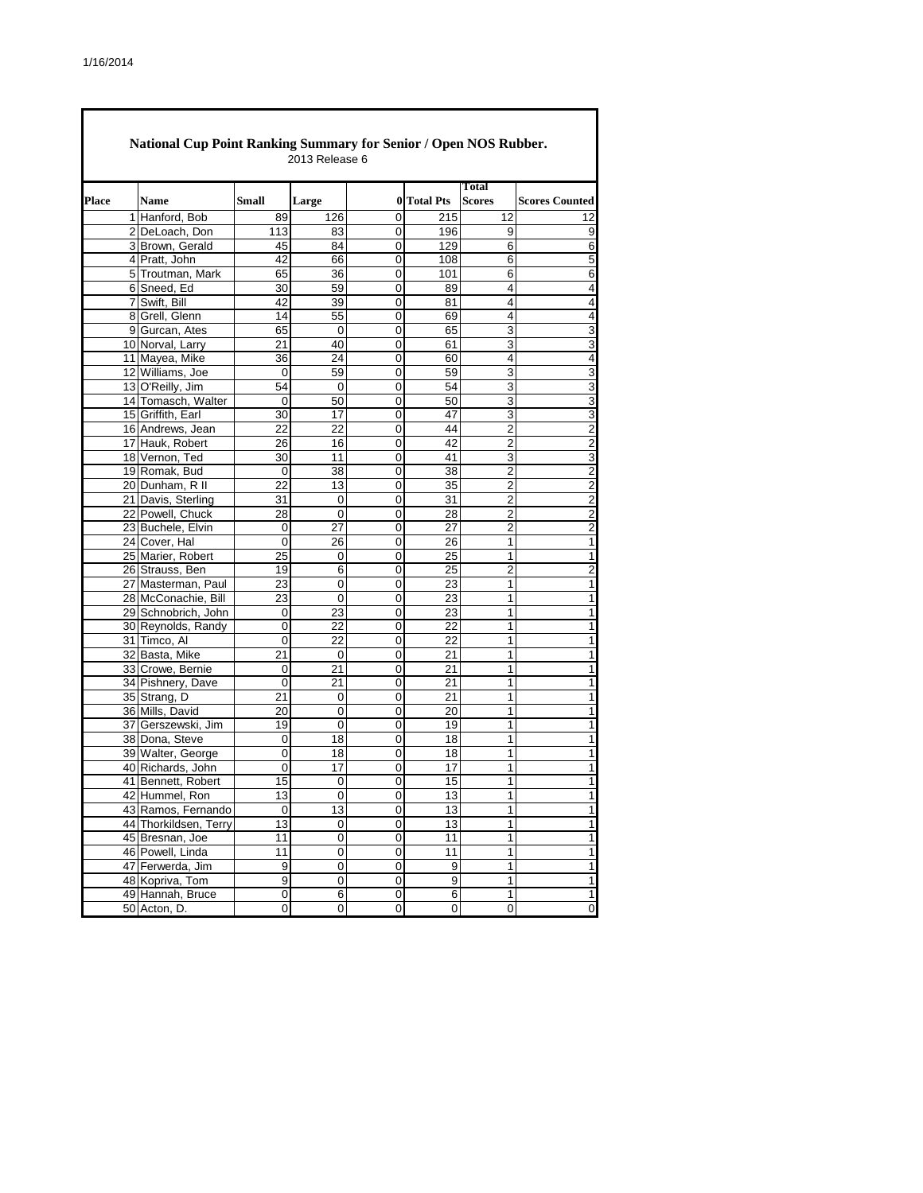## National Cup Point Ranking Summary for Senior / Open NOS Rubber.

2013 Release 6

| Place | Name | Small | Large | 0 | Total Pts | Total Scores | Scores Counted |
|---|---|---|---|---|---|---|---|
| 1 | Hanford, Bob | 89 | 126 | 0 | 215 | 12 | 12 |
| 2 | DeLoach, Don | 113 | 83 | 0 | 196 | 9 | 9 |
| 3 | Brown, Gerald | 45 | 84 | 0 | 129 | 6 | 6 |
| 4 | Pratt, John | 42 | 66 | 0 | 108 | 6 | 5 |
| 5 | Troutman, Mark | 65 | 36 | 0 | 101 | 6 | 6 |
| 6 | Sneed, Ed | 30 | 59 | 0 | 89 | 4 | 4 |
| 7 | Swift, Bill | 42 | 39 | 0 | 81 | 4 | 4 |
| 8 | Grell, Glenn | 14 | 55 | 0 | 69 | 4 | 4 |
| 9 | Gurcan, Ates | 65 | 0 | 0 | 65 | 3 | 3 |
| 10 | Norval, Larry | 21 | 40 | 0 | 61 | 3 | 3 |
| 11 | Mayea, Mike | 36 | 24 | 0 | 60 | 4 | 4 |
| 12 | Williams, Joe | 0 | 59 | 0 | 59 | 3 | 3 |
| 13 | O'Reilly, Jim | 54 | 0 | 0 | 54 | 3 | 3 |
| 14 | Tomasch, Walter | 0 | 50 | 0 | 50 | 3 | 3 |
| 15 | Griffith, Earl | 30 | 17 | 0 | 47 | 3 | 3 |
| 16 | Andrews, Jean | 22 | 22 | 0 | 44 | 2 | 2 |
| 17 | Hauk, Robert | 26 | 16 | 0 | 42 | 2 | 2 |
| 18 | Vernon, Ted | 30 | 11 | 0 | 41 | 3 | 3 |
| 19 | Romak, Bud | 0 | 38 | 0 | 38 | 2 | 2 |
| 20 | Dunham, R II | 22 | 13 | 0 | 35 | 2 | 2 |
| 21 | Davis, Sterling | 31 | 0 | 0 | 31 | 2 | 2 |
| 22 | Powell, Chuck | 28 | 0 | 0 | 28 | 2 | 2 |
| 23 | Buchele, Elvin | 0 | 27 | 0 | 27 | 2 | 2 |
| 24 | Cover, Hal | 0 | 26 | 0 | 26 | 1 | 1 |
| 25 | Marier, Robert | 25 | 0 | 0 | 25 | 1 | 1 |
| 26 | Strauss, Ben | 19 | 6 | 0 | 25 | 2 | 2 |
| 27 | Masterman, Paul | 23 | 0 | 0 | 23 | 1 | 1 |
| 28 | McConachie, Bill | 23 | 0 | 0 | 23 | 1 | 1 |
| 29 | Schnobrich, John | 0 | 23 | 0 | 23 | 1 | 1 |
| 30 | Reynolds, Randy | 0 | 22 | 0 | 22 | 1 | 1 |
| 31 | Timco, Al | 0 | 22 | 0 | 22 | 1 | 1 |
| 32 | Basta, Mike | 21 | 0 | 0 | 21 | 1 | 1 |
| 33 | Crowe, Bernie | 0 | 21 | 0 | 21 | 1 | 1 |
| 34 | Pishnery, Dave | 0 | 21 | 0 | 21 | 1 | 1 |
| 35 | Strang, D | 21 | 0 | 0 | 21 | 1 | 1 |
| 36 | Mills, David | 20 | 0 | 0 | 20 | 1 | 1 |
| 37 | Gerszewski, Jim | 19 | 0 | 0 | 19 | 1 | 1 |
| 38 | Dona, Steve | 0 | 18 | 0 | 18 | 1 | 1 |
| 39 | Walter, George | 0 | 18 | 0 | 18 | 1 | 1 |
| 40 | Richards, John | 0 | 17 | 0 | 17 | 1 | 1 |
| 41 | Bennett, Robert | 15 | 0 | 0 | 15 | 1 | 1 |
| 42 | Hummel, Ron | 13 | 0 | 0 | 13 | 1 | 1 |
| 43 | Ramos, Fernando | 0 | 13 | 0 | 13 | 1 | 1 |
| 44 | Thorkildsen, Terry | 13 | 0 | 0 | 13 | 1 | 1 |
| 45 | Bresnan, Joe | 11 | 0 | 0 | 11 | 1 | 1 |
| 46 | Powell, Linda | 11 | 0 | 0 | 11 | 1 | 1 |
| 47 | Ferwerda, Jim | 9 | 0 | 0 | 9 | 1 | 1 |
| 48 | Kopriva, Tom | 9 | 0 | 0 | 9 | 1 | 1 |
| 49 | Hannah, Bruce | 0 | 6 | 0 | 6 | 1 | 1 |
| 50 | Acton, D. | 0 | 0 | 0 | 0 | 0 | 0 |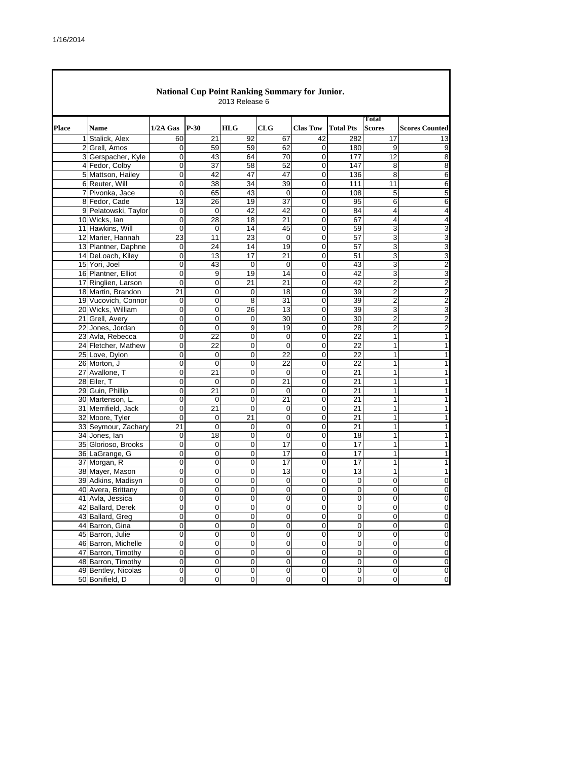## National Cup Point Ranking Summary for Junior.

2013 Release 6

| Place | Name | 1/2A Gas | P-30 | HLG | CLG | Clas Tow | Total Pts | Total Scores | Scores Counted |
|---|---|---|---|---|---|---|---|---|---|
| 1 | Stalick, Alex | 60 | 21 | 92 | 67 | 42 | 282 | 17 | 13 |
| 2 | Grell, Amos | 0 | 59 | 59 | 62 | 0 | 180 | 9 | 9 |
| 3 | Gerspacher, Kyle | 0 | 43 | 64 | 70 | 0 | 177 | 12 | 8 |
| 4 | Fedor, Colby | 0 | 37 | 58 | 52 | 0 | 147 | 8 | 8 |
| 5 | Mattson, Hailey | 0 | 42 | 47 | 47 | 0 | 136 | 8 | 6 |
| 6 | Reuter, Will | 0 | 38 | 34 | 39 | 0 | 111 | 11 | 6 |
| 7 | Pivonka, Jace | 0 | 65 | 43 | 0 | 0 | 108 | 5 | 5 |
| 8 | Fedor, Cade | 13 | 26 | 19 | 37 | 0 | 95 | 6 | 6 |
| 9 | Pelatowski, Taylor | 0 | 0 | 42 | 42 | 0 | 84 | 4 | 4 |
| 10 | Wicks, Ian | 0 | 28 | 18 | 21 | 0 | 67 | 4 | 4 |
| 11 | Hawkins, Will | 0 | 0 | 14 | 45 | 0 | 59 | 3 | 3 |
| 12 | Marier, Hannah | 23 | 11 | 23 | 0 | 0 | 57 | 3 | 3 |
| 13 | Plantner, Daphne | 0 | 24 | 14 | 19 | 0 | 57 | 3 | 3 |
| 14 | DeLoach, Kiley | 0 | 13 | 17 | 21 | 0 | 51 | 3 | 3 |
| 15 | Yori, Joel | 0 | 43 | 0 | 0 | 0 | 43 | 3 | 2 |
| 16 | Plantner, Elliot | 0 | 9 | 19 | 14 | 0 | 42 | 3 | 3 |
| 17 | Ringlien, Larson | 0 | 0 | 21 | 21 | 0 | 42 | 2 | 2 |
| 18 | Martin, Brandon | 21 | 0 | 0 | 18 | 0 | 39 | 2 | 2 |
| 19 | Vucovich, Connor | 0 | 0 | 8 | 31 | 0 | 39 | 2 | 2 |
| 20 | Wicks, William | 0 | 0 | 26 | 13 | 0 | 39 | 3 | 3 |
| 21 | Grell, Avery | 0 | 0 | 0 | 30 | 0 | 30 | 2 | 2 |
| 22 | Jones, Jordan | 0 | 0 | 9 | 19 | 0 | 28 | 2 | 2 |
| 23 | Avla, Rebecca | 0 | 22 | 0 | 0 | 0 | 22 | 1 | 1 |
| 24 | Fletcher, Mathew | 0 | 22 | 0 | 0 | 0 | 22 | 1 | 1 |
| 25 | Love, Dylon | 0 | 0 | 0 | 22 | 0 | 22 | 1 | 1 |
| 26 | Morton, J | 0 | 0 | 0 | 22 | 0 | 22 | 1 | 1 |
| 27 | Avallone, T | 0 | 21 | 0 | 0 | 0 | 21 | 1 | 1 |
| 28 | Eiler, T | 0 | 0 | 0 | 21 | 0 | 21 | 1 | 1 |
| 29 | Guin, Phillip | 0 | 21 | 0 | 0 | 0 | 21 | 1 | 1 |
| 30 | Martenson, L. | 0 | 0 | 0 | 21 | 0 | 21 | 1 | 1 |
| 31 | Merrifield, Jack | 0 | 21 | 0 | 0 | 0 | 21 | 1 | 1 |
| 32 | Moore, Tyler | 0 | 0 | 21 | 0 | 0 | 21 | 1 | 1 |
| 33 | Seymour, Zachary | 21 | 0 | 0 | 0 | 0 | 21 | 1 | 1 |
| 34 | Jones, Ian | 0 | 18 | 0 | 0 | 0 | 18 | 1 | 1 |
| 35 | Glorioso, Brooks | 0 | 0 | 0 | 17 | 0 | 17 | 1 | 1 |
| 36 | LaGrange, G | 0 | 0 | 0 | 17 | 0 | 17 | 1 | 1 |
| 37 | Morgan, R | 0 | 0 | 0 | 17 | 0 | 17 | 1 | 1 |
| 38 | Mayer, Mason | 0 | 0 | 0 | 13 | 0 | 13 | 1 | 1 |
| 39 | Adkins, Madisyn | 0 | 0 | 0 | 0 | 0 | 0 | 0 | 0 |
| 40 | Avera, Brittany | 0 | 0 | 0 | 0 | 0 | 0 | 0 | 0 |
| 41 | Avla, Jessica | 0 | 0 | 0 | 0 | 0 | 0 | 0 | 0 |
| 42 | Ballard, Derek | 0 | 0 | 0 | 0 | 0 | 0 | 0 | 0 |
| 43 | Ballard, Greg | 0 | 0 | 0 | 0 | 0 | 0 | 0 | 0 |
| 44 | Barron, Gina | 0 | 0 | 0 | 0 | 0 | 0 | 0 | 0 |
| 45 | Barron, Julie | 0 | 0 | 0 | 0 | 0 | 0 | 0 | 0 |
| 46 | Barron, Michelle | 0 | 0 | 0 | 0 | 0 | 0 | 0 | 0 |
| 47 | Barron, Timothy | 0 | 0 | 0 | 0 | 0 | 0 | 0 | 0 |
| 48 | Barron, Timothy | 0 | 0 | 0 | 0 | 0 | 0 | 0 | 0 |
| 49 | Bentley, Nicolas | 0 | 0 | 0 | 0 | 0 | 0 | 0 | 0 |
| 50 | Bonifield, D | 0 | 0 | 0 | 0 | 0 | 0 | 0 | 0 |